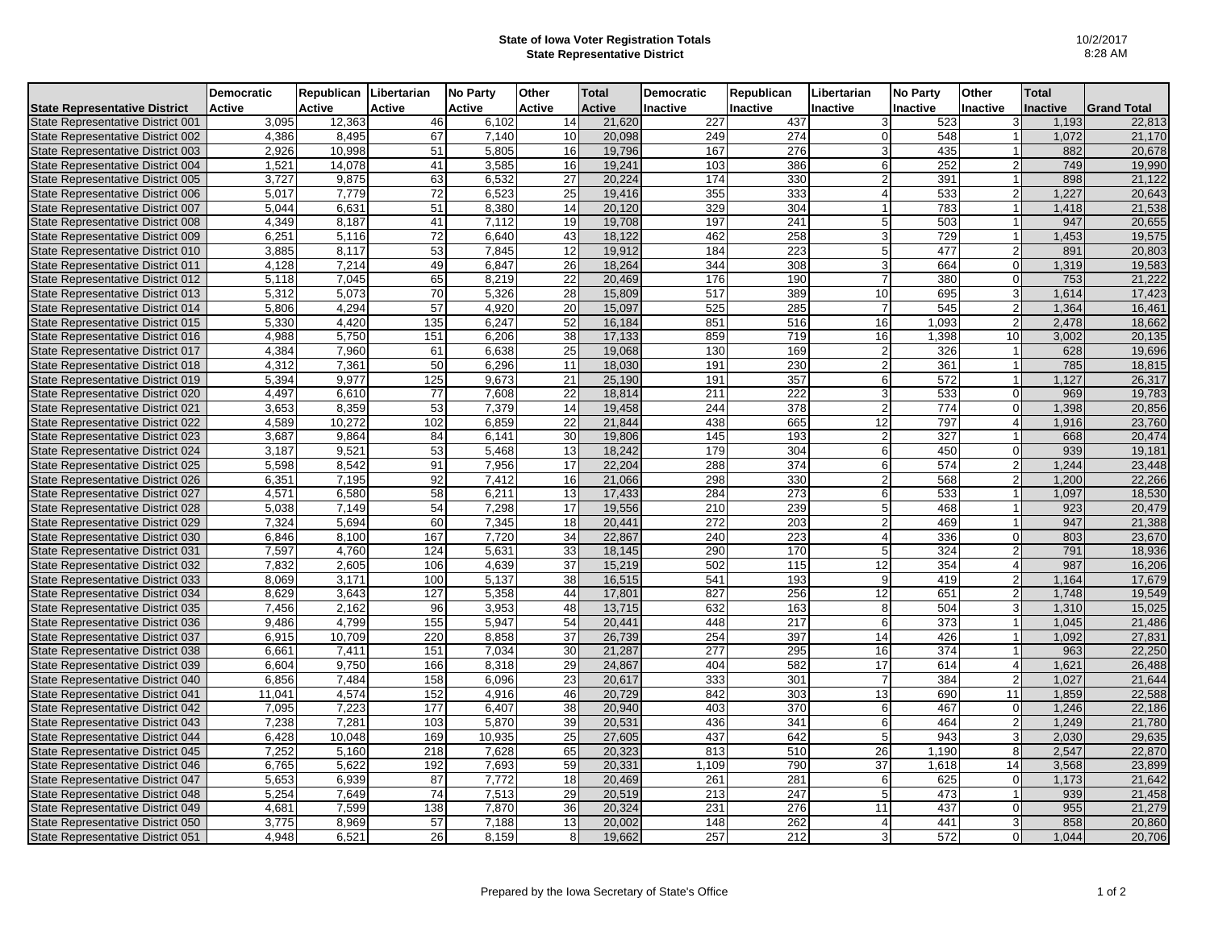# State of Iowa Voter Registration Totals
## State Representative District

10/2/2017
8:28 AM

| State Representative District | Democratic Active | Republican Active | Libertarian Active | No Party Active | Other Active | Total Active | Democratic Inactive | Republican Inactive | Libertarian Inactive | No Party Inactive | Other Inactive | Total Inactive | Grand Total |
|---|---|---|---|---|---|---|---|---|---|---|---|---|---|
| State Representative District 001 | 3,095 | 12,363 | 46 | 6,102 | 14 | 21,620 | 227 | 437 | 3 | 523 | 3 | 1,193 | 22,813 |
| State Representative District 002 | 4,386 | 8,495 | 67 | 7,140 | 10 | 20,098 | 249 | 274 | 0 | 548 | 1 | 1,072 | 21,170 |
| State Representative District 003 | 2,926 | 10,998 | 51 | 5,805 | 16 | 19,796 | 167 | 276 | 3 | 435 | 1 | 882 | 20,678 |
| State Representative District 004 | 1,521 | 14,078 | 41 | 3,585 | 16 | 19,241 | 103 | 386 | 6 | 252 | 2 | 749 | 19,990 |
| State Representative District 005 | 3,727 | 9,875 | 63 | 6,532 | 27 | 20,224 | 174 | 330 | 2 | 391 | 1 | 898 | 21,122 |
| State Representative District 006 | 5,017 | 7,779 | 72 | 6,523 | 25 | 19,416 | 355 | 333 | 4 | 533 | 2 | 1,227 | 20,643 |
| State Representative District 007 | 5,044 | 6,631 | 51 | 8,380 | 14 | 20,120 | 329 | 304 | 1 | 783 | 1 | 1,418 | 21,538 |
| State Representative District 008 | 4,349 | 8,187 | 41 | 7,112 | 19 | 19,708 | 197 | 241 | 5 | 503 | 1 | 947 | 20,655 |
| State Representative District 009 | 6,251 | 5,116 | 72 | 6,640 | 43 | 18,122 | 462 | 258 | 3 | 729 | 1 | 1,453 | 19,575 |
| State Representative District 010 | 3,885 | 8,117 | 53 | 7,845 | 12 | 19,912 | 184 | 223 | 5 | 477 | 2 | 891 | 20,803 |
| State Representative District 011 | 4,128 | 7,214 | 49 | 6,847 | 26 | 18,264 | 344 | 308 | 3 | 664 | 0 | 1,319 | 19,583 |
| State Representative District 012 | 5,118 | 7,045 | 65 | 8,219 | 22 | 20,469 | 176 | 190 | 7 | 380 | 0 | 753 | 21,222 |
| State Representative District 013 | 5,312 | 5,073 | 70 | 5,326 | 28 | 15,809 | 517 | 389 | 10 | 695 | 3 | 1,614 | 17,423 |
| State Representative District 014 | 5,806 | 4,294 | 57 | 4,920 | 20 | 15,097 | 525 | 285 | 7 | 545 | 2 | 1,364 | 16,461 |
| State Representative District 015 | 5,330 | 4,420 | 135 | 6,247 | 52 | 16,184 | 851 | 516 | 16 | 1,093 | 2 | 2,478 | 18,662 |
| State Representative District 016 | 4,988 | 5,750 | 151 | 6,206 | 38 | 17,133 | 859 | 719 | 16 | 1,398 | 10 | 3,002 | 20,135 |
| State Representative District 017 | 4,384 | 7,960 | 61 | 6,638 | 25 | 19,068 | 130 | 169 | 2 | 326 | 1 | 628 | 19,696 |
| State Representative District 018 | 4,312 | 7,361 | 50 | 6,296 | 11 | 18,030 | 191 | 230 | 2 | 361 | 1 | 785 | 18,815 |
| State Representative District 019 | 5,394 | 9,977 | 125 | 9,673 | 21 | 25,190 | 191 | 357 | 6 | 572 | 1 | 1,127 | 26,317 |
| State Representative District 020 | 4,497 | 6,610 | 77 | 7,608 | 22 | 18,814 | 211 | 222 | 3 | 533 | 0 | 969 | 19,783 |
| State Representative District 021 | 3,653 | 8,359 | 53 | 7,379 | 14 | 19,458 | 244 | 378 | 2 | 774 | 0 | 1,398 | 20,856 |
| State Representative District 022 | 4,589 | 10,272 | 102 | 6,859 | 22 | 21,844 | 438 | 665 | 12 | 797 | 4 | 1,916 | 23,760 |
| State Representative District 023 | 3,687 | 9,864 | 84 | 6,141 | 30 | 19,806 | 145 | 193 | 2 | 327 | 1 | 668 | 20,474 |
| State Representative District 024 | 3,187 | 9,521 | 53 | 5,468 | 13 | 18,242 | 179 | 304 | 6 | 450 | 0 | 939 | 19,181 |
| State Representative District 025 | 5,598 | 8,542 | 91 | 7,956 | 17 | 22,204 | 288 | 374 | 6 | 574 | 2 | 1,244 | 23,448 |
| State Representative District 026 | 6,351 | 7,195 | 92 | 7,412 | 16 | 21,066 | 298 | 330 | 2 | 568 | 2 | 1,200 | 22,266 |
| State Representative District 027 | 4,571 | 6,580 | 58 | 6,211 | 13 | 17,433 | 284 | 273 | 6 | 533 | 1 | 1,097 | 18,530 |
| State Representative District 028 | 5,038 | 7,149 | 54 | 7,298 | 17 | 19,556 | 210 | 239 | 5 | 468 | 1 | 923 | 20,479 |
| State Representative District 029 | 7,324 | 5,694 | 60 | 7,345 | 18 | 20,441 | 272 | 203 | 2 | 469 | 1 | 947 | 21,388 |
| State Representative District 030 | 6,846 | 8,100 | 167 | 7,720 | 34 | 22,867 | 240 | 223 | 4 | 336 | 0 | 803 | 23,670 |
| State Representative District 031 | 7,597 | 4,760 | 124 | 5,631 | 33 | 18,145 | 290 | 170 | 5 | 324 | 2 | 791 | 18,936 |
| State Representative District 032 | 7,832 | 2,605 | 106 | 4,639 | 37 | 15,219 | 502 | 115 | 12 | 354 | 4 | 987 | 16,206 |
| State Representative District 033 | 8,069 | 3,171 | 100 | 5,137 | 38 | 16,515 | 541 | 193 | 9 | 419 | 2 | 1,164 | 17,679 |
| State Representative District 034 | 8,629 | 3,643 | 127 | 5,358 | 44 | 17,801 | 827 | 256 | 12 | 651 | 2 | 1,748 | 19,549 |
| State Representative District 035 | 7,456 | 2,162 | 96 | 3,953 | 48 | 13,715 | 632 | 163 | 8 | 504 | 3 | 1,310 | 15,025 |
| State Representative District 036 | 9,486 | 4,799 | 155 | 5,947 | 54 | 20,441 | 448 | 217 | 6 | 373 | 1 | 1,045 | 21,486 |
| State Representative District 037 | 6,915 | 10,709 | 220 | 8,858 | 37 | 26,739 | 254 | 397 | 14 | 426 | 1 | 1,092 | 27,831 |
| State Representative District 038 | 6,661 | 7,411 | 151 | 7,034 | 30 | 21,287 | 277 | 295 | 16 | 374 | 1 | 963 | 22,250 |
| State Representative District 039 | 6,604 | 9,750 | 166 | 8,318 | 29 | 24,867 | 404 | 582 | 17 | 614 | 4 | 1,621 | 26,488 |
| State Representative District 040 | 6,856 | 7,484 | 158 | 6,096 | 23 | 20,617 | 333 | 301 | 7 | 384 | 2 | 1,027 | 21,644 |
| State Representative District 041 | 11,041 | 4,574 | 152 | 4,916 | 46 | 20,729 | 842 | 303 | 13 | 690 | 11 | 1,859 | 22,588 |
| State Representative District 042 | 7,095 | 7,223 | 177 | 6,407 | 38 | 20,940 | 403 | 370 | 6 | 467 | 0 | 1,246 | 22,186 |
| State Representative District 043 | 7,238 | 7,281 | 103 | 5,870 | 39 | 20,531 | 436 | 341 | 6 | 464 | 2 | 1,249 | 21,780 |
| State Representative District 044 | 6,428 | 10,048 | 169 | 10,935 | 25 | 27,605 | 437 | 642 | 5 | 943 | 3 | 2,030 | 29,635 |
| State Representative District 045 | 7,252 | 5,160 | 218 | 7,628 | 65 | 20,323 | 813 | 510 | 26 | 1,190 | 8 | 2,547 | 22,870 |
| State Representative District 046 | 6,765 | 5,622 | 192 | 7,693 | 59 | 20,331 | 1,109 | 790 | 37 | 1,618 | 14 | 3,568 | 23,899 |
| State Representative District 047 | 5,653 | 6,939 | 87 | 7,772 | 18 | 20,469 | 261 | 281 | 6 | 625 | 0 | 1,173 | 21,642 |
| State Representative District 048 | 5,254 | 7,649 | 74 | 7,513 | 29 | 20,519 | 213 | 247 | 5 | 473 | 1 | 939 | 21,458 |
| State Representative District 049 | 4,681 | 7,599 | 138 | 7,870 | 36 | 20,324 | 231 | 276 | 11 | 437 | 0 | 955 | 21,279 |
| State Representative District 050 | 3,775 | 8,969 | 57 | 7,188 | 13 | 20,002 | 148 | 262 | 4 | 441 | 3 | 858 | 20,860 |
| State Representative District 051 | 4,948 | 6,521 | 26 | 8,159 | 8 | 19,662 | 257 | 212 | 3 | 572 | 0 | 1,044 | 20,706 |

Prepared by the Iowa Secretary of State's Office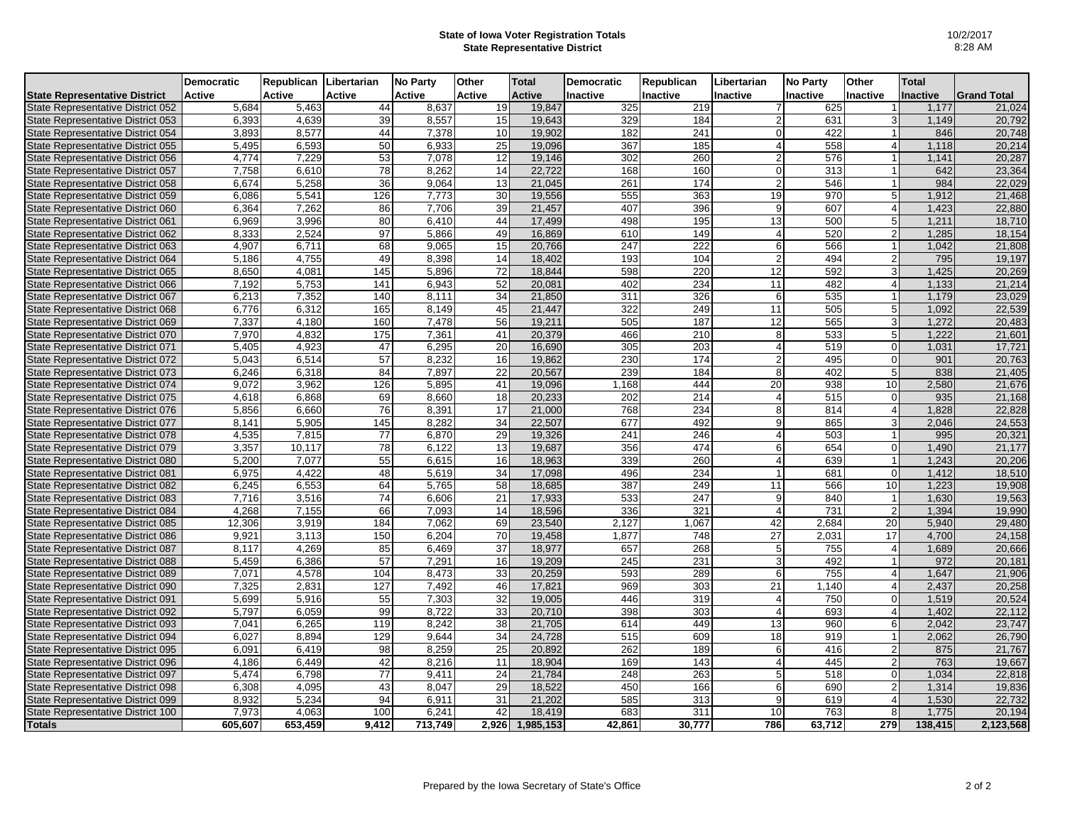**State of Iowa Voter Registration Totals**
**State Representative District**

10/2/2017
8:28 AM

| State Representative District | Democratic Active | Republican Active | Libertarian Active | No Party Active | Other Active | Total Active | Democratic Inactive | Republican Inactive | Libertarian Inactive | No Party Inactive | Other Inactive | Total Inactive | Grand Total |
|---|---|---|---|---|---|---|---|---|---|---|---|---|---|
| State Representative District 052 | 5,684 | 5,463 | 44 | 8,637 | 19 | 19,847 | 325 | 219 | 7 | 625 | 1 | 1,177 | 21,024 |
| State Representative District 053 | 6,393 | 4,639 | 39 | 8,557 | 15 | 19,643 | 329 | 184 | 2 | 631 | 3 | 1,149 | 20,792 |
| State Representative District 054 | 3,893 | 8,577 | 44 | 7,378 | 10 | 19,902 | 182 | 241 | 0 | 422 | 1 | 846 | 20,748 |
| State Representative District 055 | 5,495 | 6,593 | 50 | 6,933 | 25 | 19,096 | 367 | 185 | 4 | 558 | 4 | 1,118 | 20,214 |
| State Representative District 056 | 4,774 | 7,229 | 53 | 7,078 | 12 | 19,146 | 302 | 260 | 2 | 576 | 1 | 1,141 | 20,287 |
| State Representative District 057 | 7,758 | 6,610 | 78 | 8,262 | 14 | 22,722 | 168 | 160 | 0 | 313 | 1 | 642 | 23,364 |
| State Representative District 058 | 6,674 | 5,258 | 36 | 9,064 | 13 | 21,045 | 261 | 174 | 2 | 546 | 1 | 984 | 22,029 |
| State Representative District 059 | 6,086 | 5,541 | 126 | 7,773 | 30 | 19,556 | 555 | 363 | 19 | 970 | 5 | 1,912 | 21,468 |
| State Representative District 060 | 6,364 | 7,262 | 86 | 7,706 | 39 | 21,457 | 407 | 396 | 9 | 607 | 4 | 1,423 | 22,880 |
| State Representative District 061 | 6,969 | 3,996 | 80 | 6,410 | 44 | 17,499 | 498 | 195 | 13 | 500 | 5 | 1,211 | 18,710 |
| State Representative District 062 | 8,333 | 2,524 | 97 | 5,866 | 49 | 16,869 | 610 | 149 | 4 | 520 | 2 | 1,285 | 18,154 |
| State Representative District 063 | 4,907 | 6,711 | 68 | 9,065 | 15 | 20,766 | 247 | 222 | 6 | 566 | 1 | 1,042 | 21,808 |
| State Representative District 064 | 5,186 | 4,755 | 49 | 8,398 | 14 | 18,402 | 193 | 104 | 2 | 494 | 2 | 795 | 19,197 |
| State Representative District 065 | 8,650 | 4,081 | 145 | 5,896 | 72 | 18,844 | 598 | 220 | 12 | 592 | 3 | 1,425 | 20,269 |
| State Representative District 066 | 7,192 | 5,753 | 141 | 6,943 | 52 | 20,081 | 402 | 234 | 11 | 482 | 4 | 1,133 | 21,214 |
| State Representative District 067 | 6,213 | 7,352 | 140 | 8,111 | 34 | 21,850 | 311 | 326 | 6 | 535 | 1 | 1,179 | 23,029 |
| State Representative District 068 | 6,776 | 6,312 | 165 | 8,149 | 45 | 21,447 | 322 | 249 | 11 | 505 | 5 | 1,092 | 22,539 |
| State Representative District 069 | 7,337 | 4,180 | 160 | 7,478 | 56 | 19,211 | 505 | 187 | 12 | 565 | 3 | 1,272 | 20,483 |
| State Representative District 070 | 7,970 | 4,832 | 175 | 7,361 | 41 | 20,379 | 466 | 210 | 8 | 533 | 5 | 1,222 | 21,601 |
| State Representative District 071 | 5,405 | 4,923 | 47 | 6,295 | 20 | 16,690 | 305 | 203 | 4 | 519 | 0 | 1,031 | 17,721 |
| State Representative District 072 | 5,043 | 6,514 | 57 | 8,232 | 16 | 19,862 | 230 | 174 | 2 | 495 | 0 | 901 | 20,763 |
| State Representative District 073 | 6,246 | 6,318 | 84 | 7,897 | 22 | 20,567 | 239 | 184 | 8 | 402 | 5 | 838 | 21,405 |
| State Representative District 074 | 9,072 | 3,962 | 126 | 5,895 | 41 | 19,096 | 1,168 | 444 | 20 | 938 | 10 | 2,580 | 21,676 |
| State Representative District 075 | 4,618 | 6,868 | 69 | 8,660 | 18 | 20,233 | 202 | 214 | 4 | 515 | 0 | 935 | 21,168 |
| State Representative District 076 | 5,856 | 6,660 | 76 | 8,391 | 17 | 21,000 | 768 | 234 | 8 | 814 | 4 | 1,828 | 22,828 |
| State Representative District 077 | 8,141 | 5,905 | 145 | 8,282 | 34 | 22,507 | 677 | 492 | 9 | 865 | 3 | 2,046 | 24,553 |
| State Representative District 078 | 4,535 | 7,815 | 77 | 6,870 | 29 | 19,326 | 241 | 246 | 4 | 503 | 1 | 995 | 20,321 |
| State Representative District 079 | 3,357 | 10,117 | 78 | 6,122 | 13 | 19,687 | 356 | 474 | 6 | 654 | 0 | 1,490 | 21,177 |
| State Representative District 080 | 5,200 | 7,077 | 55 | 6,615 | 16 | 18,963 | 339 | 260 | 4 | 639 | 1 | 1,243 | 20,206 |
| State Representative District 081 | 6,975 | 4,422 | 48 | 5,619 | 34 | 17,098 | 496 | 234 | 1 | 681 | 0 | 1,412 | 18,510 |
| State Representative District 082 | 6,245 | 6,553 | 64 | 5,765 | 58 | 18,685 | 387 | 249 | 11 | 566 | 10 | 1,223 | 19,908 |
| State Representative District 083 | 7,716 | 3,516 | 74 | 6,606 | 21 | 17,933 | 533 | 247 | 9 | 840 | 1 | 1,630 | 19,563 |
| State Representative District 084 | 4,268 | 7,155 | 66 | 7,093 | 14 | 18,596 | 336 | 321 | 4 | 731 | 2 | 1,394 | 19,990 |
| State Representative District 085 | 12,306 | 3,919 | 184 | 7,062 | 69 | 23,540 | 2,127 | 1,067 | 42 | 2,684 | 20 | 5,940 | 29,480 |
| State Representative District 086 | 9,921 | 3,113 | 150 | 6,204 | 70 | 19,458 | 1,877 | 748 | 27 | 2,031 | 17 | 4,700 | 24,158 |
| State Representative District 087 | 8,117 | 4,269 | 85 | 6,469 | 37 | 18,977 | 657 | 268 | 5 | 755 | 4 | 1,689 | 20,666 |
| State Representative District 088 | 5,459 | 6,386 | 57 | 7,291 | 16 | 19,209 | 245 | 231 | 3 | 492 | 1 | 972 | 20,181 |
| State Representative District 089 | 7,071 | 4,578 | 104 | 8,473 | 33 | 20,259 | 593 | 289 | 6 | 755 | 4 | 1,647 | 21,906 |
| State Representative District 090 | 7,325 | 2,831 | 127 | 7,492 | 46 | 17,821 | 969 | 303 | 21 | 1,140 | 4 | 2,437 | 20,258 |
| State Representative District 091 | 5,699 | 5,916 | 55 | 7,303 | 32 | 19,005 | 446 | 319 | 4 | 750 | 0 | 1,519 | 20,524 |
| State Representative District 092 | 5,797 | 6,059 | 99 | 8,722 | 33 | 20,710 | 398 | 303 | 4 | 693 | 4 | 1,402 | 22,112 |
| State Representative District 093 | 7,041 | 6,265 | 119 | 8,242 | 38 | 21,705 | 614 | 449 | 13 | 960 | 6 | 2,042 | 23,747 |
| State Representative District 094 | 6,027 | 8,894 | 129 | 9,644 | 34 | 24,728 | 515 | 609 | 18 | 919 | 1 | 2,062 | 26,790 |
| State Representative District 095 | 6,091 | 6,419 | 98 | 8,259 | 25 | 20,892 | 262 | 189 | 6 | 416 | 2 | 875 | 21,767 |
| State Representative District 096 | 4,186 | 6,449 | 42 | 8,216 | 11 | 18,904 | 169 | 143 | 4 | 445 | 2 | 763 | 19,667 |
| State Representative District 097 | 5,474 | 6,798 | 77 | 9,411 | 24 | 21,784 | 248 | 263 | 5 | 518 | 0 | 1,034 | 22,818 |
| State Representative District 098 | 6,308 | 4,095 | 43 | 8,047 | 29 | 18,522 | 450 | 166 | 6 | 690 | 2 | 1,314 | 19,836 |
| State Representative District 099 | 8,932 | 5,234 | 94 | 6,911 | 31 | 21,202 | 585 | 313 | 9 | 619 | 4 | 1,530 | 22,732 |
| State Representative District 100 | 7,973 | 4,063 | 100 | 6,241 | 42 | 18,419 | 683 | 311 | 10 | 763 | 8 | 1,775 | 20,194 |
| **Totals** | **605,607** | **653,459** | **9,412** | **713,749** | **2,926** | **1,985,153** | **42,861** | **30,777** | **786** | **63,712** | **279** | **138,415** | **2,123,568** |

Prepared by the Iowa Secretary of State's Office